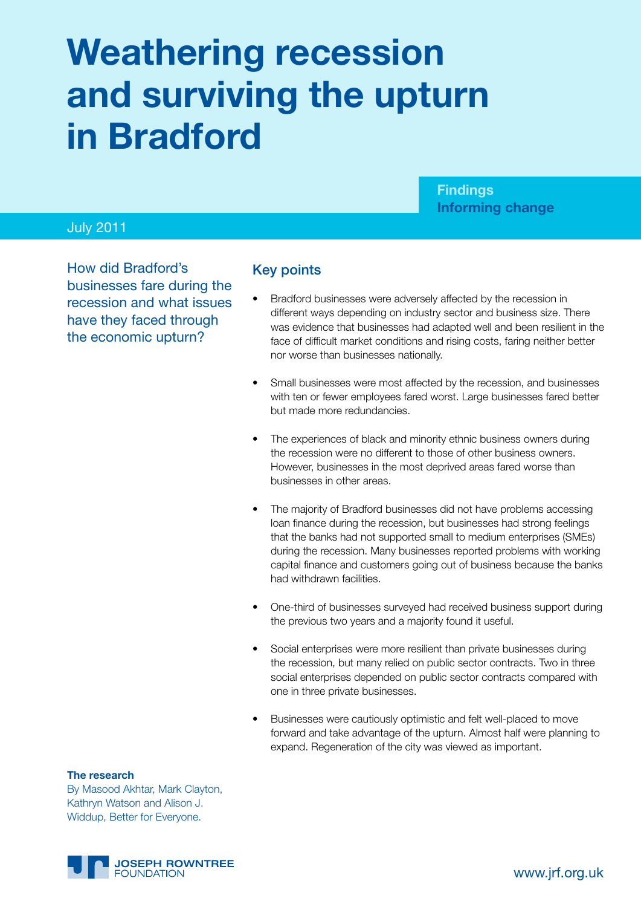# Weathering recession and surviving the upturn in Bradford

**Findings**
**Informing change**

July 2011

How did Bradford's businesses fare during the recession and what issues have they faced through the economic upturn?

## Key points

- Bradford businesses were adversely affected by the recession in different ways depending on industry sector and business size. There was evidence that businesses had adapted well and been resilient in the face of difficult market conditions and rising costs, faring neither better nor worse than businesses nationally.
- Small businesses were most affected by the recession, and businesses with ten or fewer employees fared worst. Large businesses fared better but made more redundancies.
- The experiences of black and minority ethnic business owners during the recession were no different to those of other business owners. However, businesses in the most deprived areas fared worse than businesses in other areas.
- The majority of Bradford businesses did not have problems accessing loan finance during the recession, but businesses had strong feelings that the banks had not supported small to medium enterprises (SMEs) during the recession. Many businesses reported problems with working capital finance and customers going out of business because the banks had withdrawn facilities.
- One-third of businesses surveyed had received business support during the previous two years and a majority found it useful.
- Social enterprises were more resilient than private businesses during the recession, but many relied on public sector contracts. Two in three social enterprises depended on public sector contracts compared with one in three private businesses.
- Businesses were cautiously optimistic and felt well-placed to move forward and take advantage of the upturn. Almost half were planning to expand. Regeneration of the city was viewed as important.

**The research**
By Masood Akhtar, Mark Clayton, Kathryn Watson and Alison J. Widdup, Better for Everyone.

JOSEPH ROWNTREE FOUNDATION

www.jrf.org.uk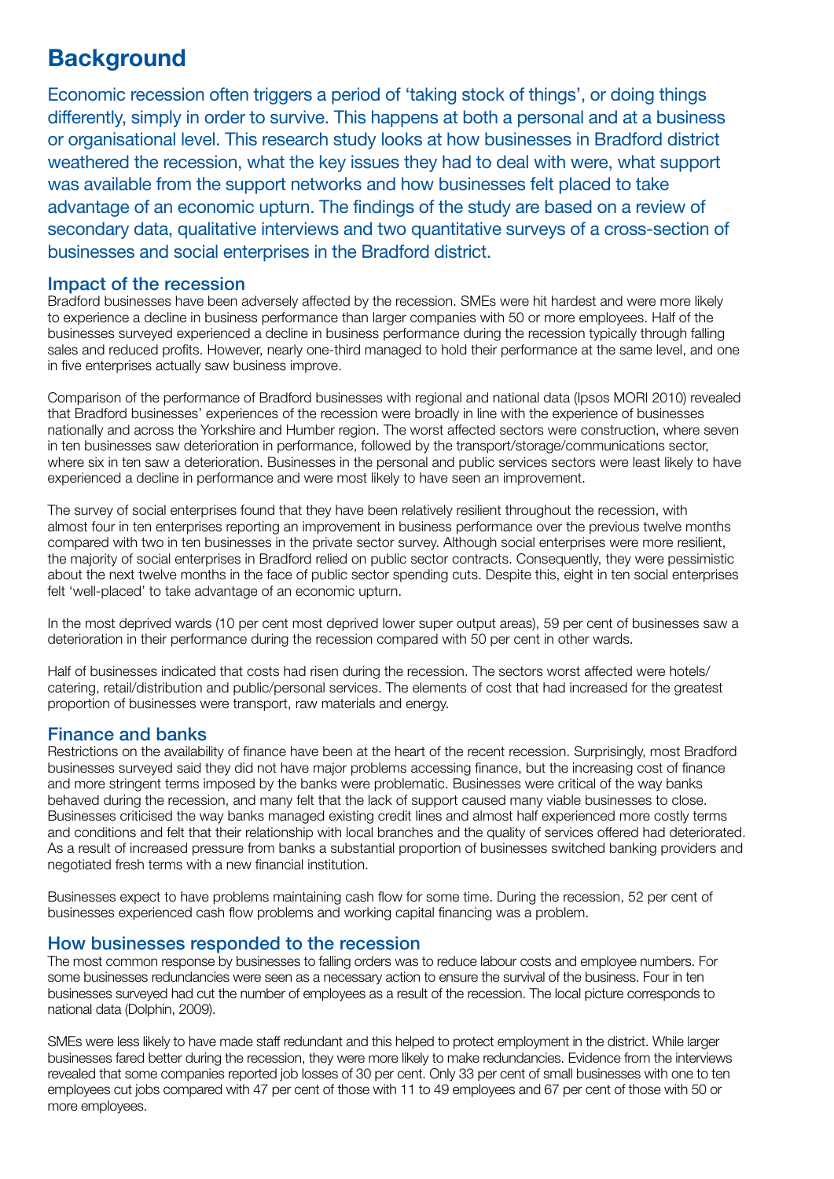# Background

Economic recession often triggers a period of 'taking stock of things', or doing things differently, simply in order to survive. This happens at both a personal and at a business or organisational level. This research study looks at how businesses in Bradford district weathered the recession, what the key issues they had to deal with were, what support was available from the support networks and how businesses felt placed to take advantage of an economic upturn. The findings of the study are based on a review of secondary data, qualitative interviews and two quantitative surveys of a cross-section of businesses and social enterprises in the Bradford district.

## Impact of the recession

Bradford businesses have been adversely affected by the recession. SMEs were hit hardest and were more likely to experience a decline in business performance than larger companies with 50 or more employees. Half of the businesses surveyed experienced a decline in business performance during the recession typically through falling sales and reduced profits. However, nearly one-third managed to hold their performance at the same level, and one in five enterprises actually saw business improve.

Comparison of the performance of Bradford businesses with regional and national data (Ipsos MORI 2010) revealed that Bradford businesses' experiences of the recession were broadly in line with the experience of businesses nationally and across the Yorkshire and Humber region. The worst affected sectors were construction, where seven in ten businesses saw deterioration in performance, followed by the transport/storage/communications sector, where six in ten saw a deterioration. Businesses in the personal and public services sectors were least likely to have experienced a decline in performance and were most likely to have seen an improvement.

The survey of social enterprises found that they have been relatively resilient throughout the recession, with almost four in ten enterprises reporting an improvement in business performance over the previous twelve months compared with two in ten businesses in the private sector survey. Although social enterprises were more resilient, the majority of social enterprises in Bradford relied on public sector contracts. Consequently, they were pessimistic about the next twelve months in the face of public sector spending cuts. Despite this, eight in ten social enterprises felt 'well-placed' to take advantage of an economic upturn.

In the most deprived wards (10 per cent most deprived lower super output areas), 59 per cent of businesses saw a deterioration in their performance during the recession compared with 50 per cent in other wards.

Half of businesses indicated that costs had risen during the recession. The sectors worst affected were hotels/catering, retail/distribution and public/personal services. The elements of cost that had increased for the greatest proportion of businesses were transport, raw materials and energy.

## Finance and banks

Restrictions on the availability of finance have been at the heart of the recent recession. Surprisingly, most Bradford businesses surveyed said they did not have major problems accessing finance, but the increasing cost of finance and more stringent terms imposed by the banks were problematic. Businesses were critical of the way banks behaved during the recession, and many felt that the lack of support caused many viable businesses to close. Businesses criticised the way banks managed existing credit lines and almost half experienced more costly terms and conditions and felt that their relationship with local branches and the quality of services offered had deteriorated. As a result of increased pressure from banks a substantial proportion of businesses switched banking providers and negotiated fresh terms with a new financial institution.

Businesses expect to have problems maintaining cash flow for some time. During the recession, 52 per cent of businesses experienced cash flow problems and working capital financing was a problem.

## How businesses responded to the recession

The most common response by businesses to falling orders was to reduce labour costs and employee numbers. For some businesses redundancies were seen as a necessary action to ensure the survival of the business. Four in ten businesses surveyed had cut the number of employees as a result of the recession. The local picture corresponds to national data (Dolphin, 2009).

SMEs were less likely to have made staff redundant and this helped to protect employment in the district. While larger businesses fared better during the recession, they were more likely to make redundancies. Evidence from the interviews revealed that some companies reported job losses of 30 per cent. Only 33 per cent of small businesses with one to ten employees cut jobs compared with 47 per cent of those with 11 to 49 employees and 67 per cent of those with 50 or more employees.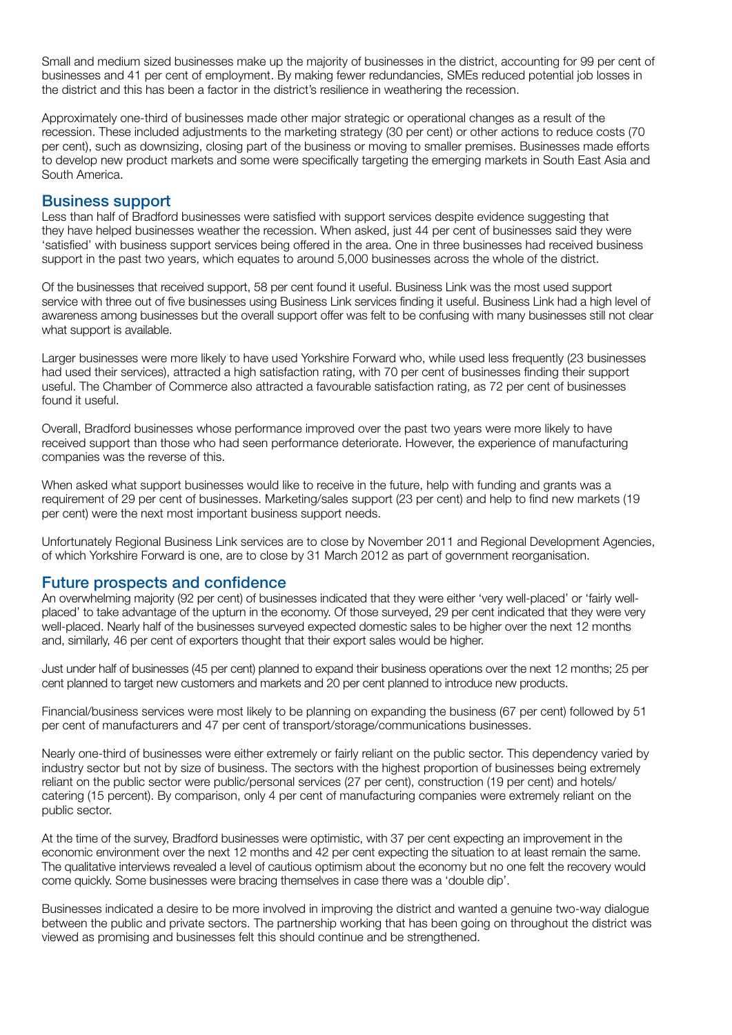Small and medium sized businesses make up the majority of businesses in the district, accounting for 99 per cent of businesses and 41 per cent of employment. By making fewer redundancies, SMEs reduced potential job losses in the district and this has been a factor in the district's resilience in weathering the recession.

Approximately one-third of businesses made other major strategic or operational changes as a result of the recession. These included adjustments to the marketing strategy (30 per cent) or other actions to reduce costs (70 per cent), such as downsizing, closing part of the business or moving to smaller premises. Businesses made efforts to develop new product markets and some were specifically targeting the emerging markets in South East Asia and South America.

## Business support

Less than half of Bradford businesses were satisfied with support services despite evidence suggesting that they have helped businesses weather the recession. When asked, just 44 per cent of businesses said they were 'satisfied' with business support services being offered in the area. One in three businesses had received business support in the past two years, which equates to around 5,000 businesses across the whole of the district.

Of the businesses that received support, 58 per cent found it useful. Business Link was the most used support service with three out of five businesses using Business Link services finding it useful. Business Link had a high level of awareness among businesses but the overall support offer was felt to be confusing with many businesses still not clear what support is available.

Larger businesses were more likely to have used Yorkshire Forward who, while used less frequently (23 businesses had used their services), attracted a high satisfaction rating, with 70 per cent of businesses finding their support useful. The Chamber of Commerce also attracted a favourable satisfaction rating, as 72 per cent of businesses found it useful.

Overall, Bradford businesses whose performance improved over the past two years were more likely to have received support than those who had seen performance deteriorate. However, the experience of manufacturing companies was the reverse of this.

When asked what support businesses would like to receive in the future, help with funding and grants was a requirement of 29 per cent of businesses. Marketing/sales support (23 per cent) and help to find new markets (19 per cent) were the next most important business support needs.

Unfortunately Regional Business Link services are to close by November 2011 and Regional Development Agencies, of which Yorkshire Forward is one, are to close by 31 March 2012 as part of government reorganisation.

## Future prospects and confidence

An overwhelming majority (92 per cent) of businesses indicated that they were either 'very well-placed' or 'fairly well-placed' to take advantage of the upturn in the economy. Of those surveyed, 29 per cent indicated that they were very well-placed. Nearly half of the businesses surveyed expected domestic sales to be higher over the next 12 months and, similarly, 46 per cent of exporters thought that their export sales would be higher.

Just under half of businesses (45 per cent) planned to expand their business operations over the next 12 months; 25 per cent planned to target new customers and markets and 20 per cent planned to introduce new products.

Financial/business services were most likely to be planning on expanding the business (67 per cent) followed by 51 per cent of manufacturers and 47 per cent of transport/storage/communications businesses.

Nearly one-third of businesses were either extremely or fairly reliant on the public sector. This dependency varied by industry sector but not by size of business. The sectors with the highest proportion of businesses being extremely reliant on the public sector were public/personal services (27 per cent), construction (19 per cent) and hotels/catering (15 percent). By comparison, only 4 per cent of manufacturing companies were extremely reliant on the public sector.

At the time of the survey, Bradford businesses were optimistic, with 37 per cent expecting an improvement in the economic environment over the next 12 months and 42 per cent expecting the situation to at least remain the same. The qualitative interviews revealed a level of cautious optimism about the economy but no one felt the recovery would come quickly. Some businesses were bracing themselves in case there was a 'double dip'.

Businesses indicated a desire to be more involved in improving the district and wanted a genuine two-way dialogue between the public and private sectors. The partnership working that has been going on throughout the district was viewed as promising and businesses felt this should continue and be strengthened.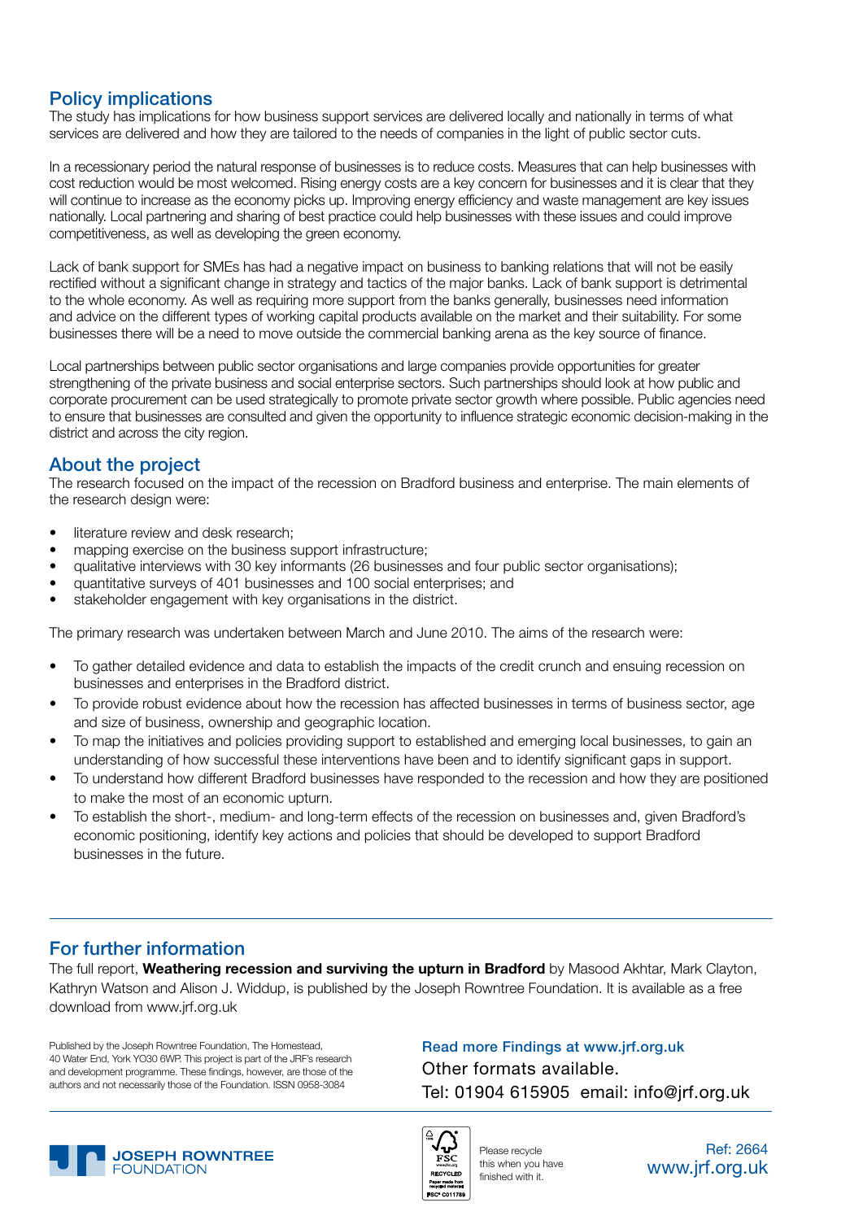## Policy implications

The study has implications for how business support services are delivered locally and nationally in terms of what services are delivered and how they are tailored to the needs of companies in the light of public sector cuts.

In a recessionary period the natural response of businesses is to reduce costs. Measures that can help businesses with cost reduction would be most welcomed. Rising energy costs are a key concern for businesses and it is clear that they will continue to increase as the economy picks up. Improving energy efficiency and waste management are key issues nationally. Local partnering and sharing of best practice could help businesses with these issues and could improve competitiveness, as well as developing the green economy.

Lack of bank support for SMEs has had a negative impact on business to banking relations that will not be easily rectified without a significant change in strategy and tactics of the major banks. Lack of bank support is detrimental to the whole economy. As well as requiring more support from the banks generally, businesses need information and advice on the different types of working capital products available on the market and their suitability. For some businesses there will be a need to move outside the commercial banking arena as the key source of finance.

Local partnerships between public sector organisations and large companies provide opportunities for greater strengthening of the private business and social enterprise sectors. Such partnerships should look at how public and corporate procurement can be used strategically to promote private sector growth where possible. Public agencies need to ensure that businesses are consulted and given the opportunity to influence strategic economic decision-making in the district and across the city region.

## About the project

The research focused on the impact of the recession on Bradford business and enterprise. The main elements of the research design were:

- literature review and desk research;
- mapping exercise on the business support infrastructure;
- qualitative interviews with 30 key informants (26 businesses and four public sector organisations);
- quantitative surveys of 401 businesses and 100 social enterprises; and
- stakeholder engagement with key organisations in the district.

The primary research was undertaken between March and June 2010. The aims of the research were:

- To gather detailed evidence and data to establish the impacts of the credit crunch and ensuing recession on businesses and enterprises in the Bradford district.
- To provide robust evidence about how the recession has affected businesses in terms of business sector, age and size of business, ownership and geographic location.
- To map the initiatives and policies providing support to established and emerging local businesses, to gain an understanding of how successful these interventions have been and to identify significant gaps in support.
- To understand how different Bradford businesses have responded to the recession and how they are positioned to make the most of an economic upturn.
- To establish the short-, medium- and long-term effects of the recession on businesses and, given Bradford's economic positioning, identify key actions and policies that should be developed to support Bradford businesses in the future.

## For further information

The full report, **Weathering recession and surviving the upturn in Bradford** by Masood Akhtar, Mark Clayton, Kathryn Watson and Alison J. Widdup, is published by the Joseph Rowntree Foundation. It is available as a free download from www.jrf.org.uk

Published by the Joseph Rowntree Foundation, The Homestead, 40 Water End, York YO30 6WP. This project is part of the JRF's research and development programme. These findings, however, are those of the authors and not necessarily those of the Foundation. ISSN 0958-3084

Read more Findings at www.jrf.org.uk

Other formats available.

Tel: 01904 615905 email: info@jrf.org.uk

JOSEPH ROWNTREE FOUNDATION

FSC RECYCLED Paper made from recycled material FSC® C011789

Please recycle this when you have finished with it.

Ref: 2664

www.jrf.org.uk